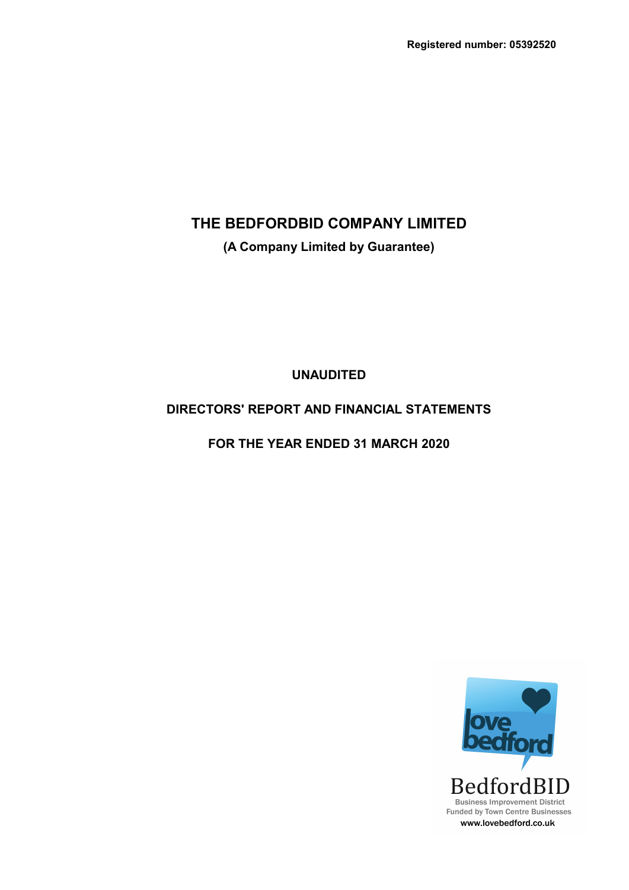Registered number: 05392520

# THE BEDFORDBID COMPANY LIMITED

**(A Company Limited by Guarantee)**

**UNAUDITED**

**DIRECTORS' REPORT AND FINANCIAL STATEMENTS**

**FOR THE YEAR ENDED 31 MARCH 2020**

love bedford

BedfordBID

Business Improvement District
Funded by Town Centre Businesses
www.lovebedford.co.uk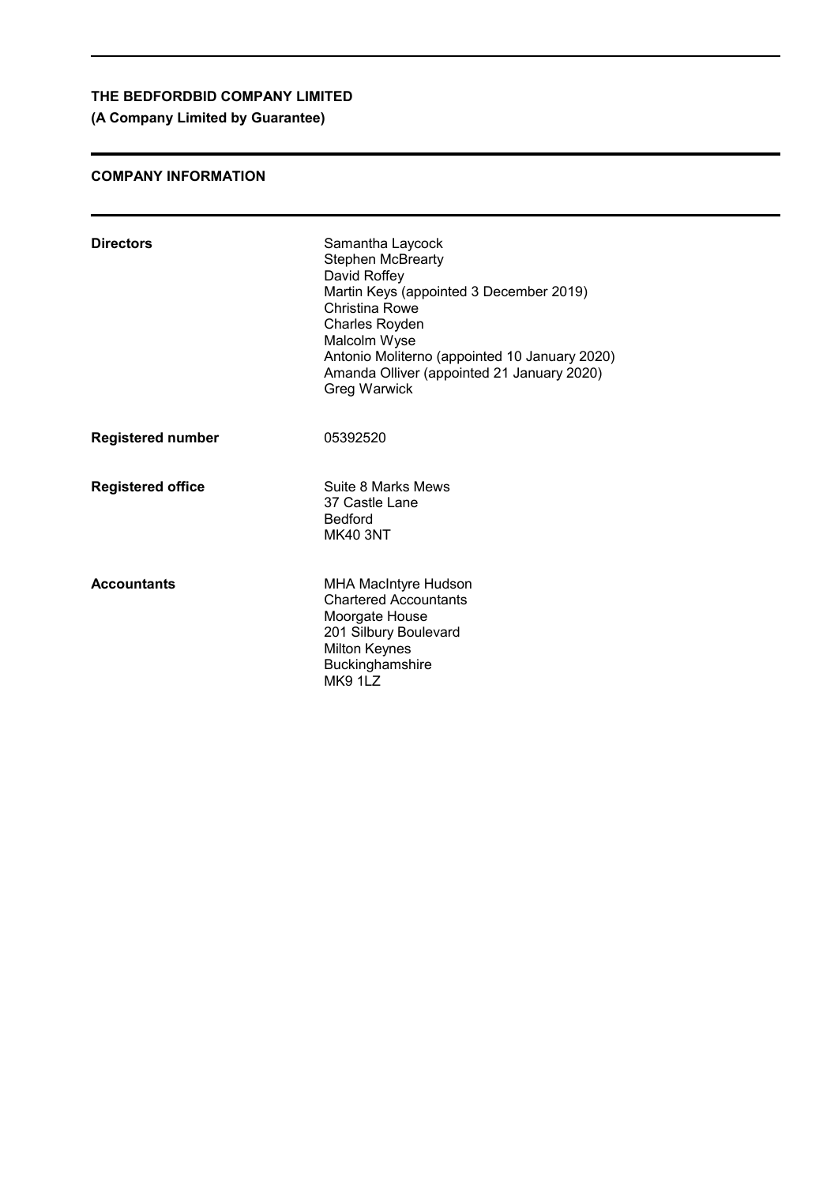**THE BEDFORDBID COMPANY LIMITED**
**(A Company Limited by Guarantee)**

## COMPANY INFORMATION

| | |
|---|---|
| **Directors** | Samantha Laycock<br>Stephen McBrearty<br>David Roffey<br>Martin Keys (appointed 3 December 2019)<br>Christina Rowe<br>Charles Royden<br>Malcolm Wyse<br>Antonio Moliterno (appointed 10 January 2020)<br>Amanda Olliver (appointed 21 January 2020)<br>Greg Warwick |
| **Registered number** | 05392520 |
| **Registered office** | Suite 8 Marks Mews<br>37 Castle Lane<br>Bedford<br>MK40 3NT |
| **Accountants** | MHA MacIntyre Hudson<br>Chartered Accountants<br>Moorgate House<br>201 Silbury Boulevard<br>Milton Keynes<br>Buckinghamshire<br>MK9 1LZ |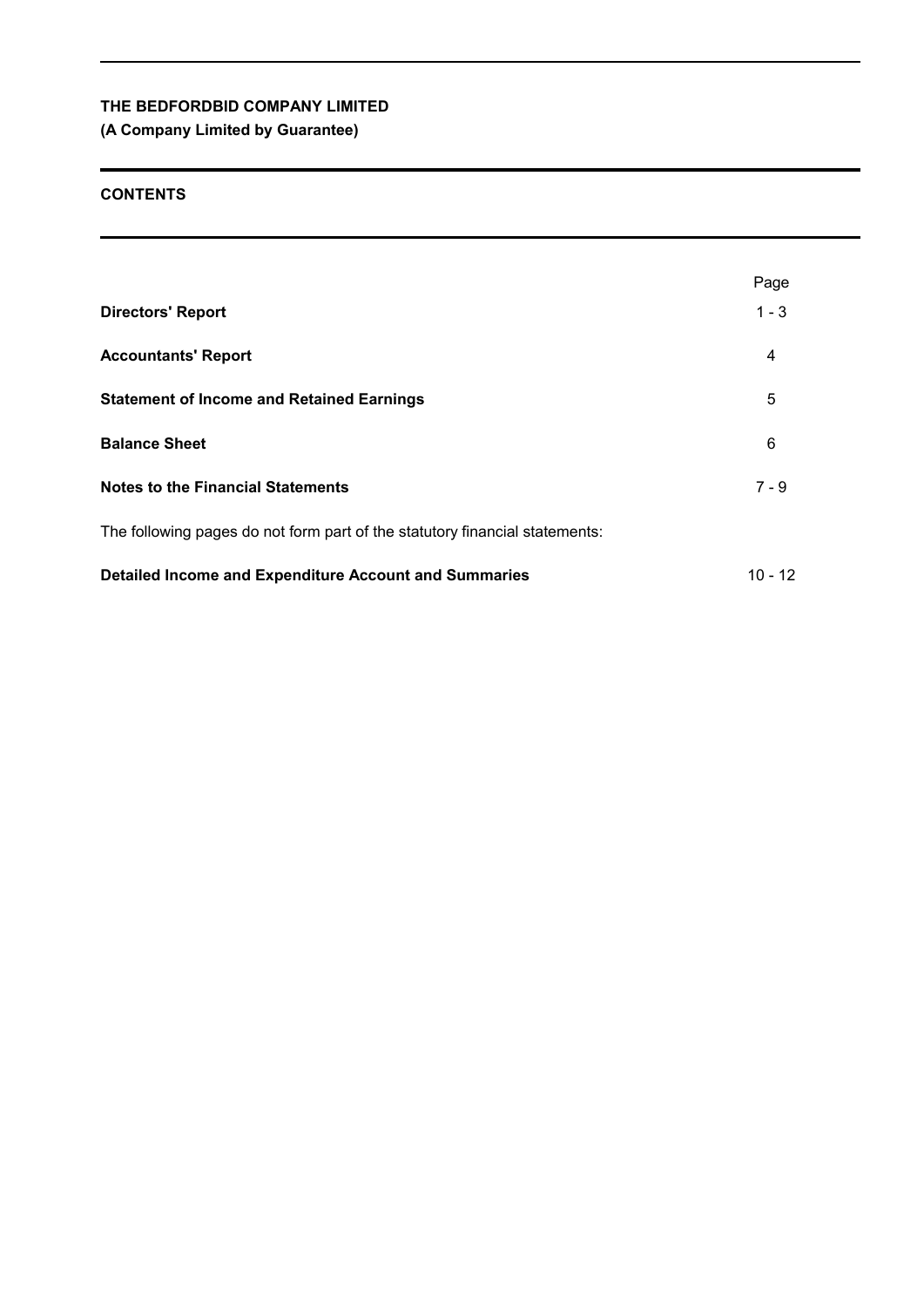**THE BEDFORDBID COMPANY LIMITED**
**(A Company Limited by Guarantee)**

## CONTENTS

| | Page |
|---|---|
| **Directors' Report** | 1 - 3 |
| **Accountants' Report** | 4 |
| **Statement of Income and Retained Earnings** | 5 |
| **Balance Sheet** | 6 |
| **Notes to the Financial Statements** | 7 - 9 |
| The following pages do not form part of the statutory financial statements: | |
| **Detailed Income and Expenditure Account and Summaries** | 10 - 12 |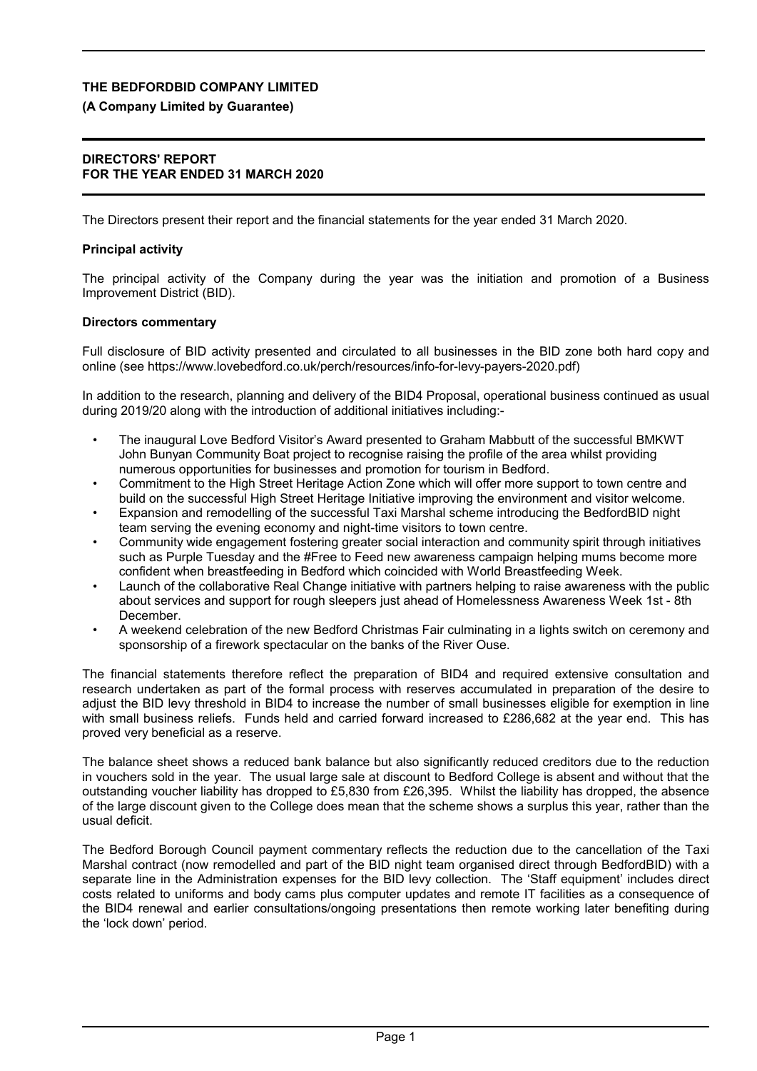**THE BEDFORDBID COMPANY LIMITED**

**(A Company Limited by Guarantee)**

**DIRECTORS' REPORT**
**FOR THE YEAR ENDED 31 MARCH 2020**

The Directors present their report and the financial statements for the year ended 31 March 2020.

**Principal activity**

The principal activity of the Company during the year was the initiation and promotion of a Business Improvement District (BID).

**Directors commentary**

Full disclosure of BID activity presented and circulated to all businesses in the BID zone both hard copy and online (see https://www.lovebedford.co.uk/perch/resources/info-for-levy-payers-2020.pdf)

In addition to the research, planning and delivery of the BID4 Proposal, operational business continued as usual during 2019/20 along with the introduction of additional initiatives including:-

- The inaugural Love Bedford Visitor's Award presented to Graham Mabbutt of the successful BMKWT John Bunyan Community Boat project to recognise raising the profile of the area whilst providing numerous opportunities for businesses and promotion for tourism in Bedford.
- Commitment to the High Street Heritage Action Zone which will offer more support to town centre and build on the successful High Street Heritage Initiative improving the environment and visitor welcome.
- Expansion and remodelling of the successful Taxi Marshal scheme introducing the BedfordBID night team serving the evening economy and night-time visitors to town centre.
- Community wide engagement fostering greater social interaction and community spirit through initiatives such as Purple Tuesday and the #Free to Feed new awareness campaign helping mums become more confident when breastfeeding in Bedford which coincided with World Breastfeeding Week.
- Launch of the collaborative Real Change initiative with partners helping to raise awareness with the public about services and support for rough sleepers just ahead of Homelessness Awareness Week 1st - 8th December.
- A weekend celebration of the new Bedford Christmas Fair culminating in a lights switch on ceremony and sponsorship of a firework spectacular on the banks of the River Ouse.

The financial statements therefore reflect the preparation of BID4 and required extensive consultation and research undertaken as part of the formal process with reserves accumulated in preparation of the desire to adjust the BID levy threshold in BID4 to increase the number of small businesses eligible for exemption in line with small business reliefs. Funds held and carried forward increased to £286,682 at the year end. This has proved very beneficial as a reserve.

The balance sheet shows a reduced bank balance but also significantly reduced creditors due to the reduction in vouchers sold in the year. The usual large sale at discount to Bedford College is absent and without that the outstanding voucher liability has dropped to £5,830 from £26,395. Whilst the liability has dropped, the absence of the large discount given to the College does mean that the scheme shows a surplus this year, rather than the usual deficit.

The Bedford Borough Council payment commentary reflects the reduction due to the cancellation of the Taxi Marshal contract (now remodelled and part of the BID night team organised direct through BedfordBID) with a separate line in the Administration expenses for the BID levy collection. The 'Staff equipment' includes direct costs related to uniforms and body cams plus computer updates and remote IT facilities as a consequence of the BID4 renewal and earlier consultations/ongoing presentations then remote working later benefiting during the 'lock down' period.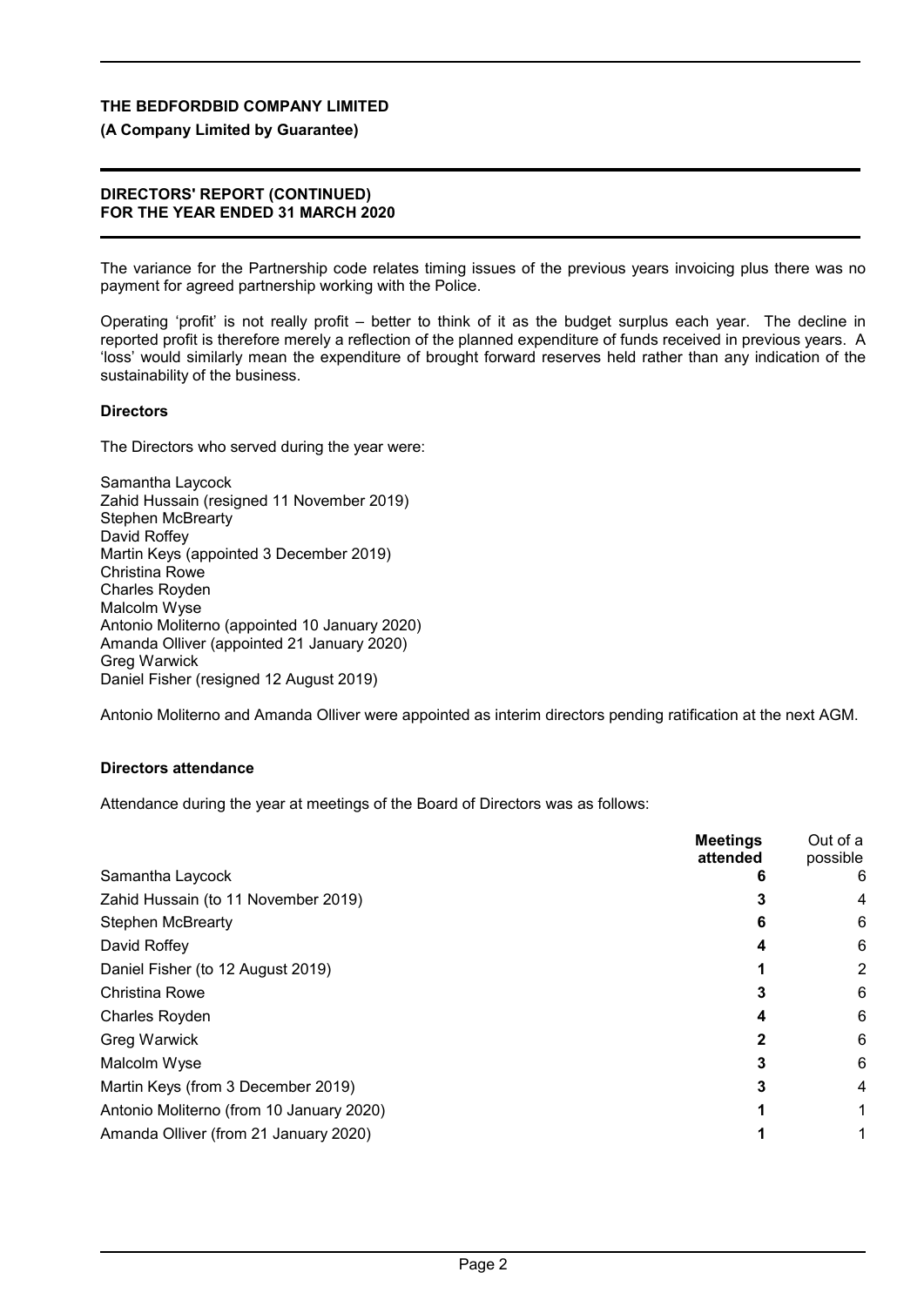The variance for the Partnership code relates timing issues of the previous years invoicing plus there was no payment for agreed partnership working with the Police.

Operating 'profit' is not really profit – better to think of it as the budget surplus each year. The decline in reported profit is therefore merely a reflection of the planned expenditure of funds received in previous years. A 'loss' would similarly mean the expenditure of brought forward reserves held rather than any indication of the sustainability of the business.

### Directors

The Directors who served during the year were:

Samantha Laycock
Zahid Hussain (resigned 11 November 2019)
Stephen McBrearty
David Roffey
Martin Keys (appointed 3 December 2019)
Christina Rowe
Charles Royden
Malcolm Wyse
Antonio Moliterno (appointed 10 January 2020)
Amanda Olliver (appointed 21 January 2020)
Greg Warwick
Daniel Fisher (resigned 12 August 2019)

Antonio Moliterno and Amanda Olliver were appointed as interim directors pending ratification at the next AGM.

### Directors attendance

Attendance during the year at meetings of the Board of Directors was as follows:

| | **Meetings attended** | Out of a possible |
|---|---|---|
| Samantha Laycock | **6** | 6 |
| Zahid Hussain (to 11 November 2019) | **3** | 4 |
| Stephen McBrearty | **6** | 6 |
| David Roffey | **4** | 6 |
| Daniel Fisher (to 12 August 2019) | **1** | 2 |
| Christina Rowe | **3** | 6 |
| Charles Royden | **4** | 6 |
| Greg Warwick | **2** | 6 |
| Malcolm Wyse | **3** | 6 |
| Martin Keys (from 3 December 2019) | **3** | 4 |
| Antonio Moliterno (from 10 January 2020) | **1** | 1 |
| Amanda Olliver (from 21 January 2020) | **1** | 1 |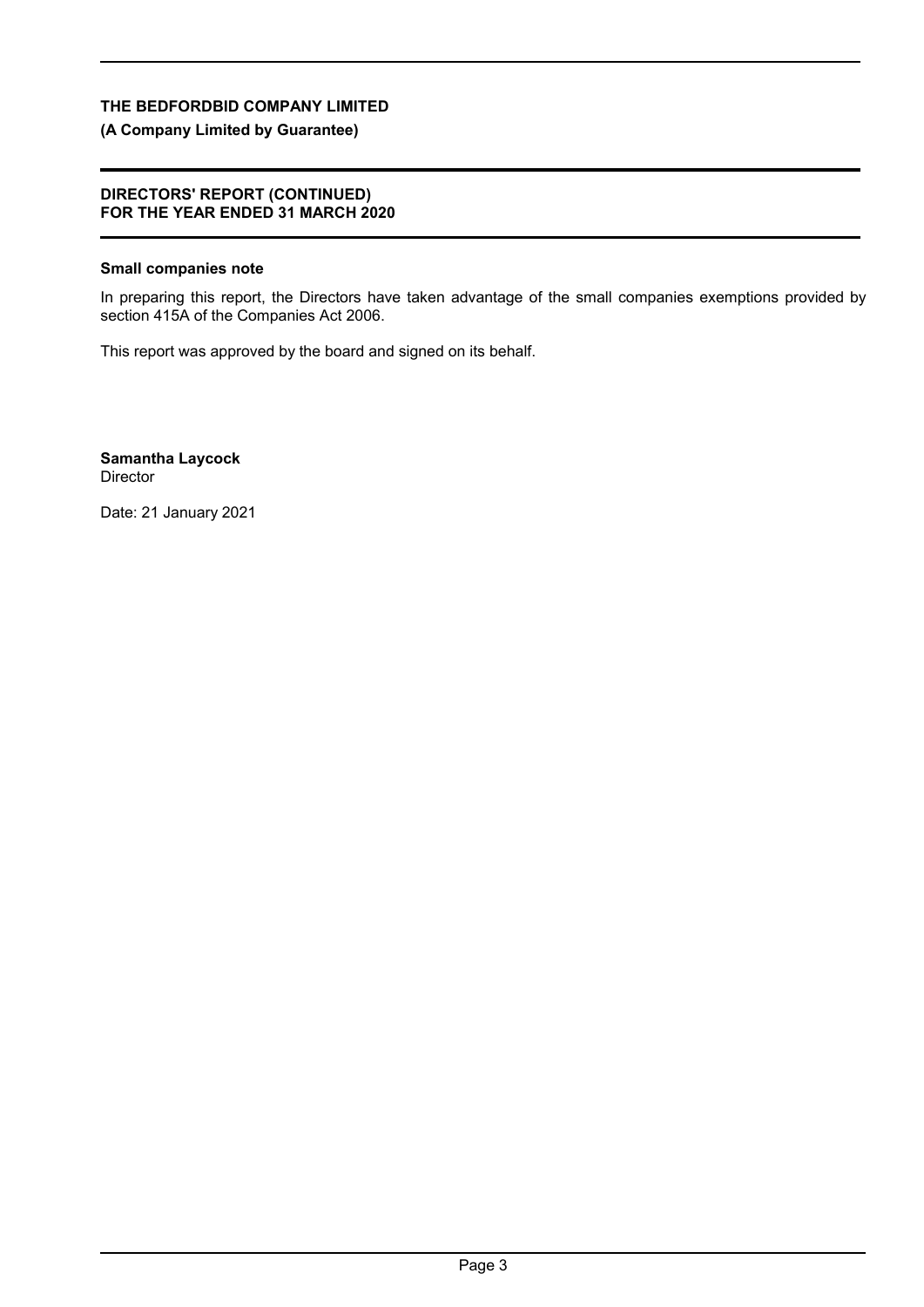**THE BEDFORDBID COMPANY LIMITED**

**(A Company Limited by Guarantee)**

**DIRECTORS' REPORT (CONTINUED)**
**FOR THE YEAR ENDED 31 MARCH 2020**

**Small companies note**

In preparing this report, the Directors have taken advantage of the small companies exemptions provided by section 415A of the Companies Act 2006.

This report was approved by the board and signed on its behalf.

**Samantha Laycock**
Director

Date: 21 January 2021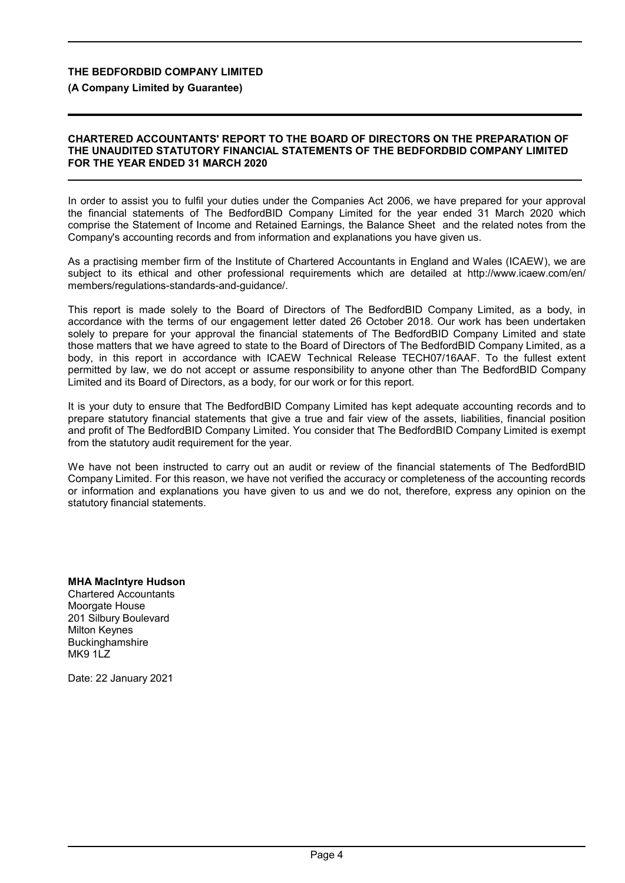**THE BEDFORDBID COMPANY LIMITED**

**(A Company Limited by Guarantee)**

**CHARTERED ACCOUNTANTS' REPORT TO THE BOARD OF DIRECTORS ON THE PREPARATION OF THE UNAUDITED STATUTORY FINANCIAL STATEMENTS OF THE BEDFORDBID COMPANY LIMITED FOR THE YEAR ENDED 31 MARCH 2020**

In order to assist you to fulfil your duties under the Companies Act 2006, we have prepared for your approval the financial statements of The BedfordBID Company Limited for the year ended 31 March 2020 which comprise the Statement of Income and Retained Earnings, the Balance Sheet and the related notes from the Company's accounting records and from information and explanations you have given us.

As a practising member firm of the Institute of Chartered Accountants in England and Wales (ICAEW), we are subject to its ethical and other professional requirements which are detailed at http://www.icaew.com/en/members/regulations-standards-and-guidance/.

This report is made solely to the Board of Directors of The BedfordBID Company Limited, as a body, in accordance with the terms of our engagement letter dated 26 October 2018. Our work has been undertaken solely to prepare for your approval the financial statements of The BedfordBID Company Limited and state those matters that we have agreed to state to the Board of Directors of The BedfordBID Company Limited, as a body, in this report in accordance with ICAEW Technical Release TECH07/16AAF. To the fullest extent permitted by law, we do not accept or assume responsibility to anyone other than The BedfordBID Company Limited and its Board of Directors, as a body, for our work or for this report.

It is your duty to ensure that The BedfordBID Company Limited has kept adequate accounting records and to prepare statutory financial statements that give a true and fair view of the assets, liabilities, financial position and profit of The BedfordBID Company Limited. You consider that The BedfordBID Company Limited is exempt from the statutory audit requirement for the year.

We have not been instructed to carry out an audit or review of the financial statements of The BedfordBID Company Limited. For this reason, we have not verified the accuracy or completeness of the accounting records or information and explanations you have given to us and we do not, therefore, express any opinion on the statutory financial statements.

**MHA MacIntyre Hudson**
Chartered Accountants
Moorgate House
201 Silbury Boulevard
Milton Keynes
Buckinghamshire
MK9 1LZ

Date: 22 January 2021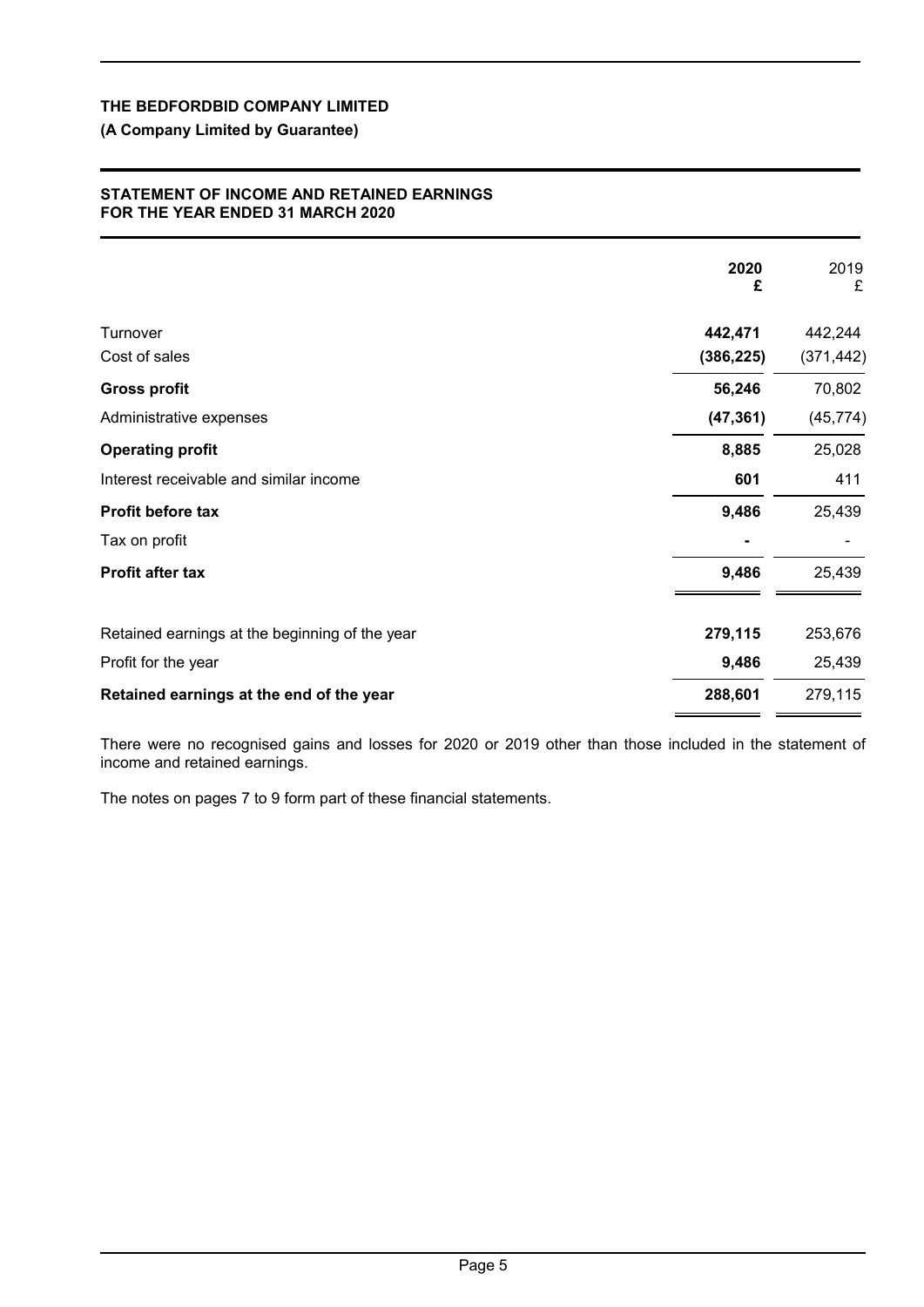**THE BEDFORDBID COMPANY LIMITED**

**(A Company Limited by Guarantee)**

**STATEMENT OF INCOME AND RETAINED EARNINGS FOR THE YEAR ENDED 31 MARCH 2020**

| | **2020** **£** | 2019 £ |
|---|---|---|
| Turnover | **442,471** | 442,244 |
| Cost of sales | **(386,225)** | (371,442) |
| **Gross profit** | **56,246** | 70,802 |
| Administrative expenses | **(47,361)** | (45,774) |
| **Operating profit** | **8,885** | 25,028 |
| Interest receivable and similar income | **601** | 411 |
| **Profit before tax** | **9,486** | 25,439 |
| Tax on profit | **-** | - |
| **Profit after tax** | **9,486** | 25,439 |
| Retained earnings at the beginning of the year | **279,115** | 253,676 |
| Profit for the year | **9,486** | 25,439 |
| **Retained earnings at the end of the year** | **288,601** | 279,115 |

There were no recognised gains and losses for 2020 or 2019 other than those included in the statement of income and retained earnings.

The notes on pages 7 to 9 form part of these financial statements.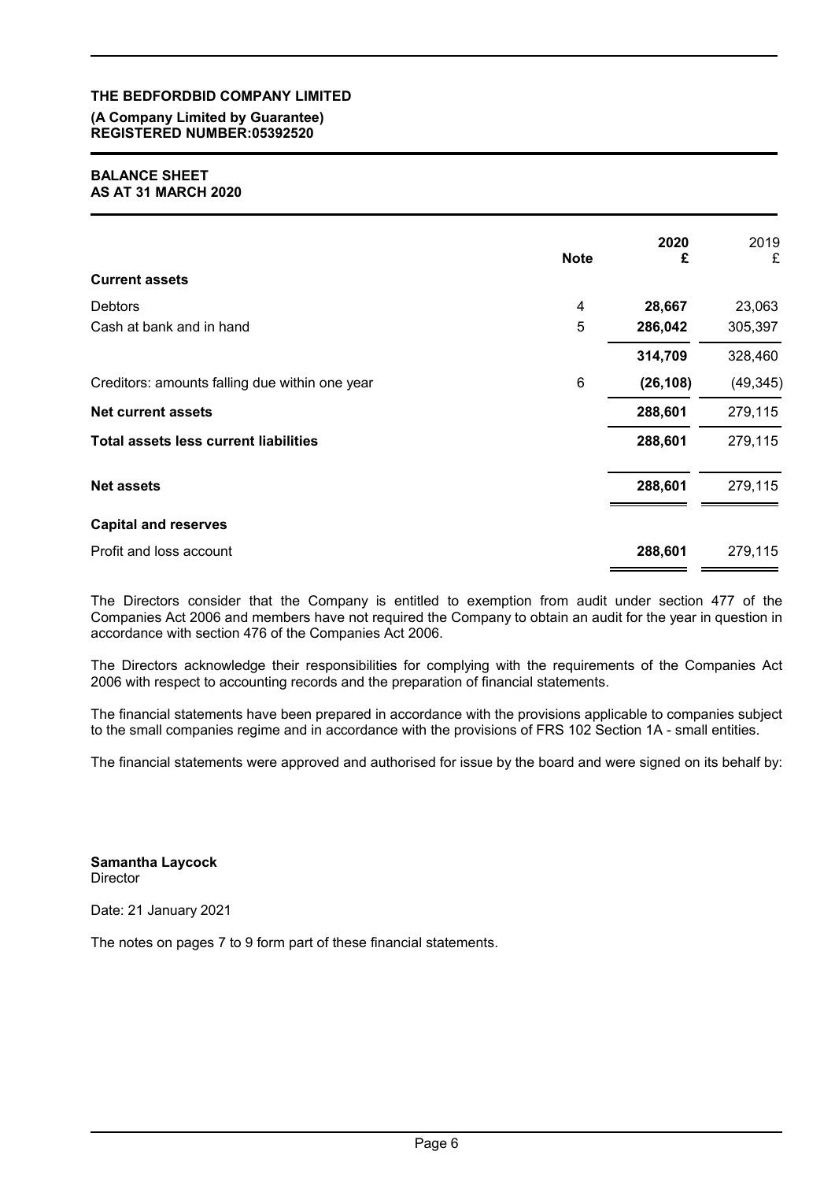**THE BEDFORDBID COMPANY LIMITED**
**(A Company Limited by Guarantee)**
**REGISTERED NUMBER:05392520**

## BALANCE SHEET
## AS AT 31 MARCH 2020

| | Note | 2020 £ | 2019 £ |
|---|---|---|---|
| **Current assets** | | | |
| Debtors | 4 | **28,667** | 23,063 |
| Cash at bank and in hand | 5 | **286,042** | 305,397 |
| | | **314,709** | 328,460 |
| Creditors: amounts falling due within one year | 6 | **(26,108)** | (49,345) |
| **Net current assets** | | **288,601** | 279,115 |
| **Total assets less current liabilities** | | **288,601** | 279,115 |
| **Net assets** | | **288,601** | 279,115 |
| **Capital and reserves** | | | |
| Profit and loss account | | **288,601** | 279,115 |

The Directors consider that the Company is entitled to exemption from audit under section 477 of the Companies Act 2006 and members have not required the Company to obtain an audit for the year in question in accordance with section 476 of the Companies Act 2006.

The Directors acknowledge their responsibilities for complying with the requirements of the Companies Act 2006 with respect to accounting records and the preparation of financial statements.

The financial statements have been prepared in accordance with the provisions applicable to companies subject to the small companies regime and in accordance with the provisions of FRS 102 Section 1A - small entities.

The financial statements were approved and authorised for issue by the board and were signed on its behalf by:

**Samantha Laycock**
Director

Date: 21 January 2021

The notes on pages 7 to 9 form part of these financial statements.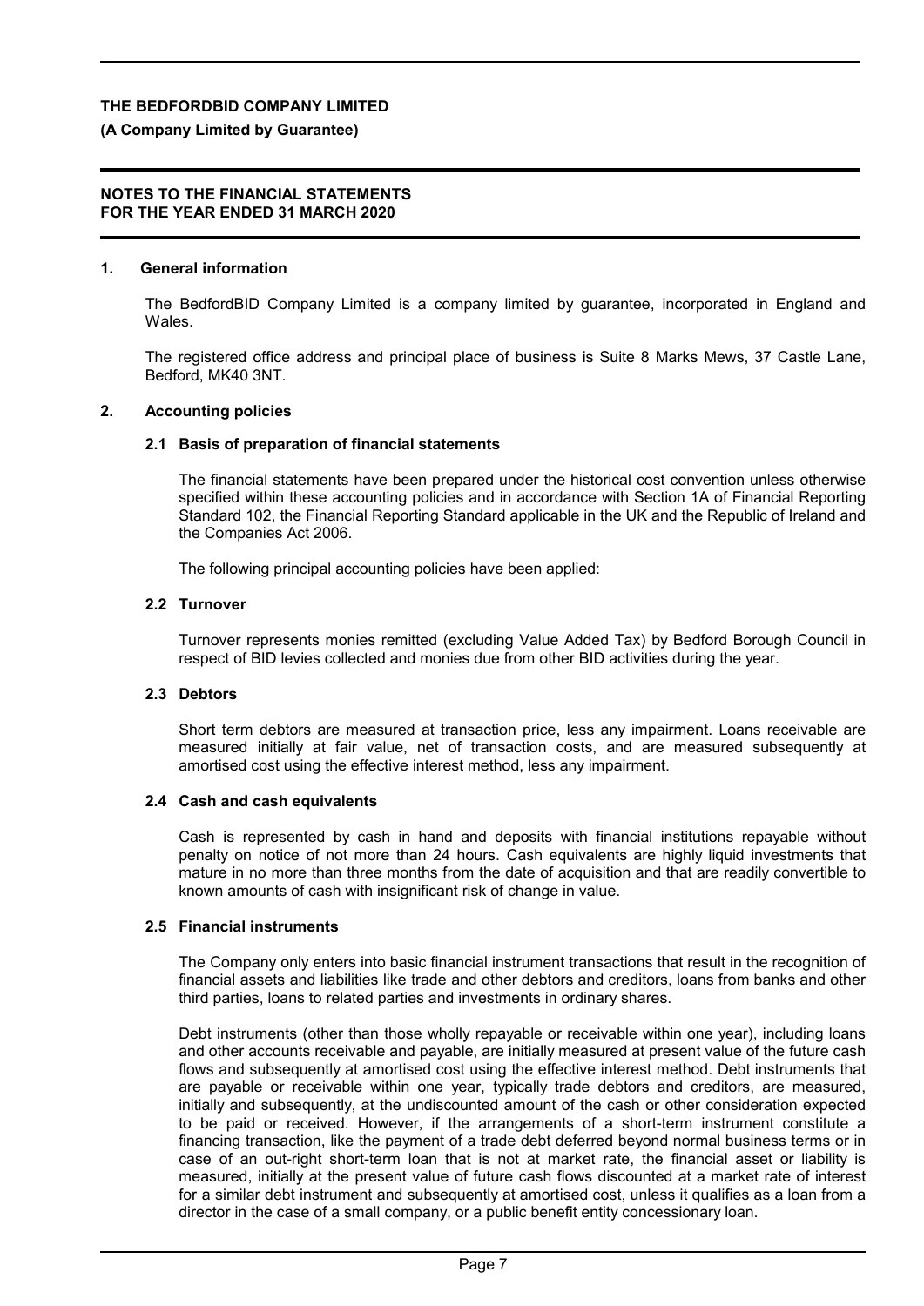## 1. General information

The BedfordBID Company Limited is a company limited by guarantee, incorporated in England and Wales.

The registered office address and principal place of business is Suite 8 Marks Mews, 37 Castle Lane, Bedford, MK40 3NT.

## 2. Accounting policies

### 2.1 Basis of preparation of financial statements

The financial statements have been prepared under the historical cost convention unless otherwise specified within these accounting policies and in accordance with Section 1A of Financial Reporting Standard 102, the Financial Reporting Standard applicable in the UK and the Republic of Ireland and the Companies Act 2006.

The following principal accounting policies have been applied:

### 2.2 Turnover

Turnover represents monies remitted (excluding Value Added Tax) by Bedford Borough Council in respect of BID levies collected and monies due from other BID activities during the year.

### 2.3 Debtors

Short term debtors are measured at transaction price, less any impairment. Loans receivable are measured initially at fair value, net of transaction costs, and are measured subsequently at amortised cost using the effective interest method, less any impairment.

### 2.4 Cash and cash equivalents

Cash is represented by cash in hand and deposits with financial institutions repayable without penalty on notice of not more than 24 hours. Cash equivalents are highly liquid investments that mature in no more than three months from the date of acquisition and that are readily convertible to known amounts of cash with insignificant risk of change in value.

### 2.5 Financial instruments

The Company only enters into basic financial instrument transactions that result in the recognition of financial assets and liabilities like trade and other debtors and creditors, loans from banks and other third parties, loans to related parties and investments in ordinary shares.

Debt instruments (other than those wholly repayable or receivable within one year), including loans and other accounts receivable and payable, are initially measured at present value of the future cash flows and subsequently at amortised cost using the effective interest method. Debt instruments that are payable or receivable within one year, typically trade debtors and creditors, are measured, initially and subsequently, at the undiscounted amount of the cash or other consideration expected to be paid or received. However, if the arrangements of a short-term instrument constitute a financing transaction, like the payment of a trade debt deferred beyond normal business terms or in case of an out-right short-term loan that is not at market rate, the financial asset or liability is measured, initially at the present value of future cash flows discounted at a market rate of interest for a similar debt instrument and subsequently at amortised cost, unless it qualifies as a loan from a director in the case of a small company, or a public benefit entity concessionary loan.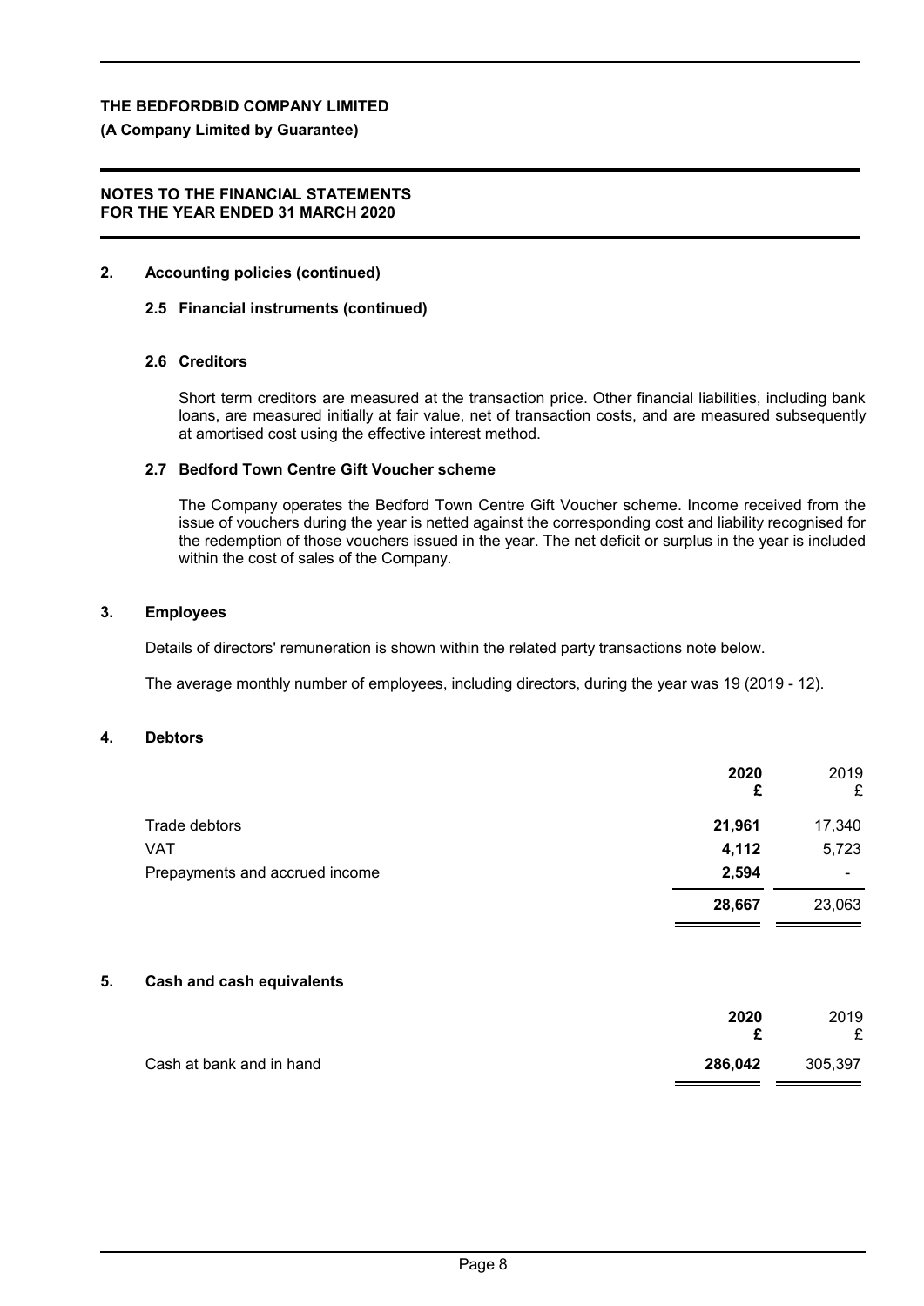THE BEDFORDBID COMPANY LIMITED

**(A Company Limited by Guarantee)**

**NOTES TO THE FINANCIAL STATEMENTS**
**FOR THE YEAR ENDED 31 MARCH 2020**

## 2. Accounting policies (continued)

### 2.5 Financial instruments (continued)

### 2.6 Creditors

Short term creditors are measured at the transaction price. Other financial liabilities, including bank loans, are measured initially at fair value, net of transaction costs, and are measured subsequently at amortised cost using the effective interest method.

### 2.7 Bedford Town Centre Gift Voucher scheme

The Company operates the Bedford Town Centre Gift Voucher scheme. Income received from the issue of vouchers during the year is netted against the corresponding cost and liability recognised for the redemption of those vouchers issued in the year. The net deficit or surplus in the year is included within the cost of sales of the Company.

## 3. Employees

Details of directors' remuneration is shown within the related party transactions note below.

The average monthly number of employees, including directors, during the year was 19 (2019 - 12).

## 4. Debtors

| | **2020** **£** | 2019 £ |
|---|---|---|
| Trade debtors | **21,961** | 17,340 |
| VAT | **4,112** | 5,723 |
| Prepayments and accrued income | **2,594** | - |
| | **28,667** | 23,063 |

## 5. Cash and cash equivalents

| | **2020** **£** | 2019 £ |
|---|---|---|
| Cash at bank and in hand | **286,042** | 305,397 |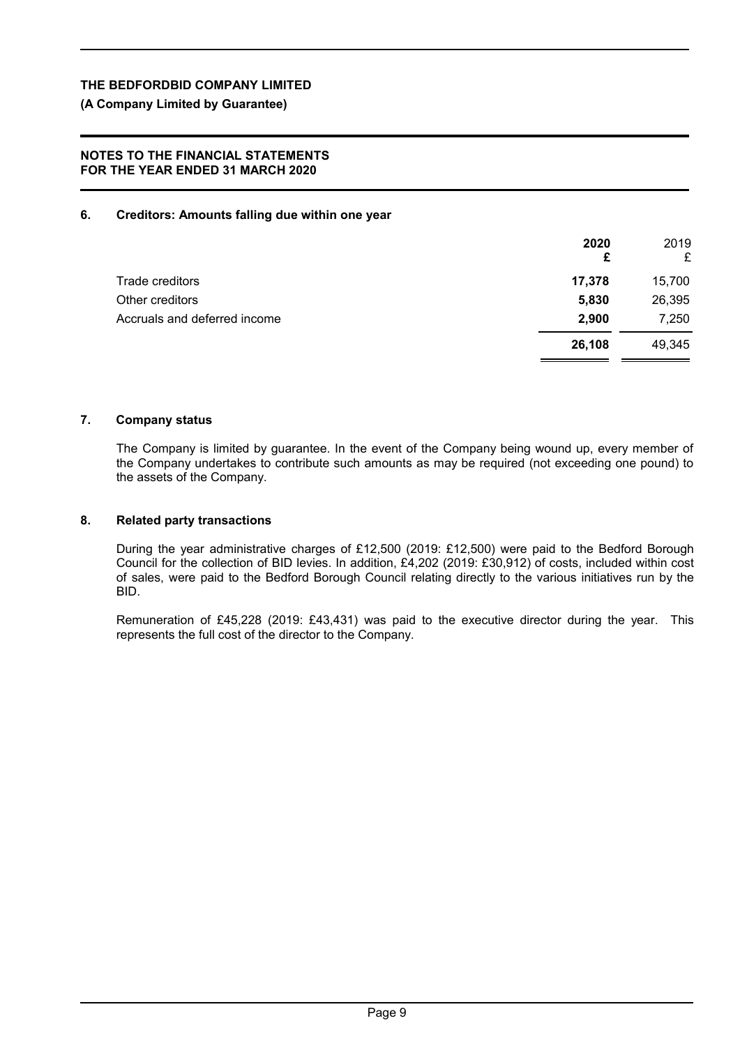**THE BEDFORDBID COMPANY LIMITED**

**(A Company Limited by Guarantee)**

**NOTES TO THE FINANCIAL STATEMENTS**
**FOR THE YEAR ENDED 31 MARCH 2020**

## 6. Creditors: Amounts falling due within one year

| | **2020** **£** | 2019 £ |
|---|---|---|
| Trade creditors | **17,378** | 15,700 |
| Other creditors | **5,830** | 26,395 |
| Accruals and deferred income | **2,900** | 7,250 |
| | **26,108** | 49,345 |

## 7. Company status

The Company is limited by guarantee. In the event of the Company being wound up, every member of the Company undertakes to contribute such amounts as may be required (not exceeding one pound) to the assets of the Company.

## 8. Related party transactions

During the year administrative charges of £12,500 (2019: £12,500) were paid to the Bedford Borough Council for the collection of BID levies. In addition, £4,202 (2019: £30,912) of costs, included within cost of sales, were paid to the Bedford Borough Council relating directly to the various initiatives run by the BID.

Remuneration of £45,228 (2019: £43,431) was paid to the executive director during the year. This represents the full cost of the director to the Company.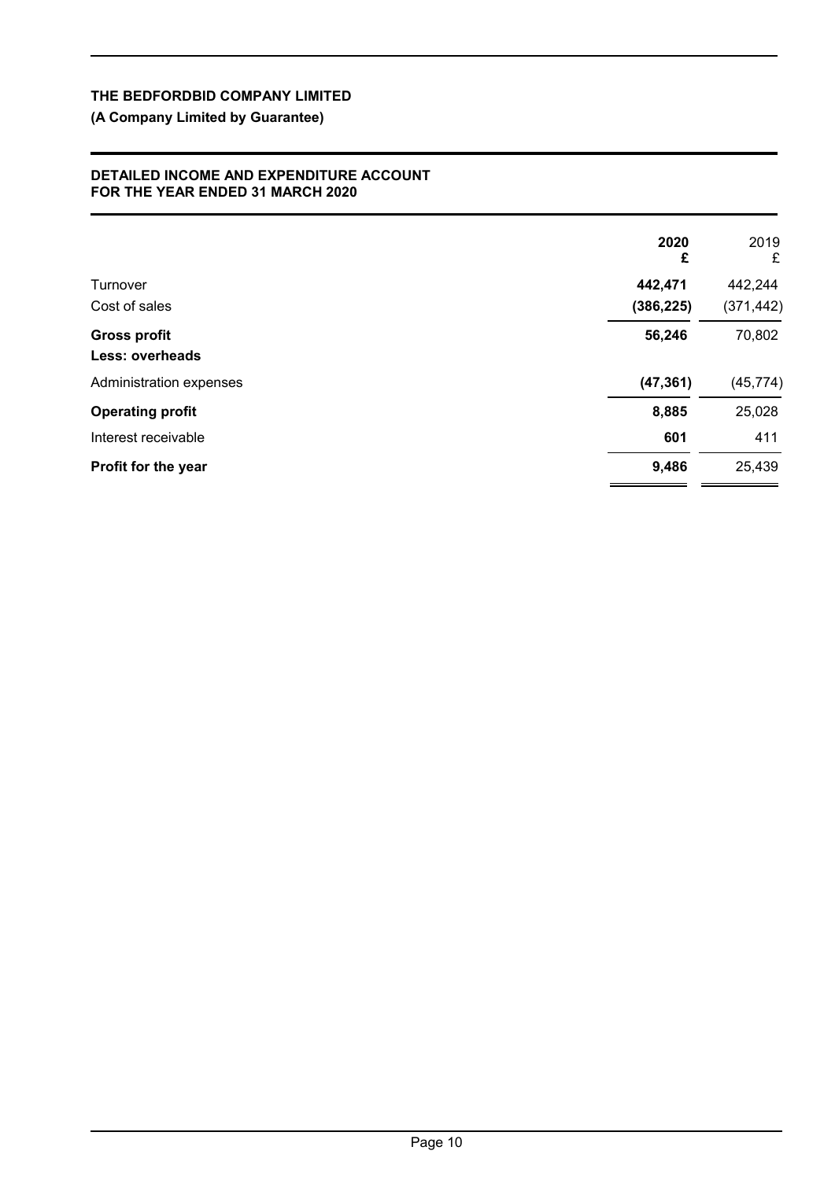**THE BEDFORDBID COMPANY LIMITED**

**(A Company Limited by Guarantee)**

**DETAILED INCOME AND EXPENDITURE ACCOUNT**
**FOR THE YEAR ENDED 31 MARCH 2020**

| | **2020** **£** | 2019 £ |
|---|---|---|
| Turnover | **442,471** | 442,244 |
| Cost of sales | **(386,225)** | (371,442) |
| **Gross profit** | **56,246** | 70,802 |
| **Less: overheads** | | |
| Administration expenses | **(47,361)** | (45,774) |
| **Operating profit** | **8,885** | 25,028 |
| Interest receivable | **601** | 411 |
| **Profit for the year** | **9,486** | 25,439 |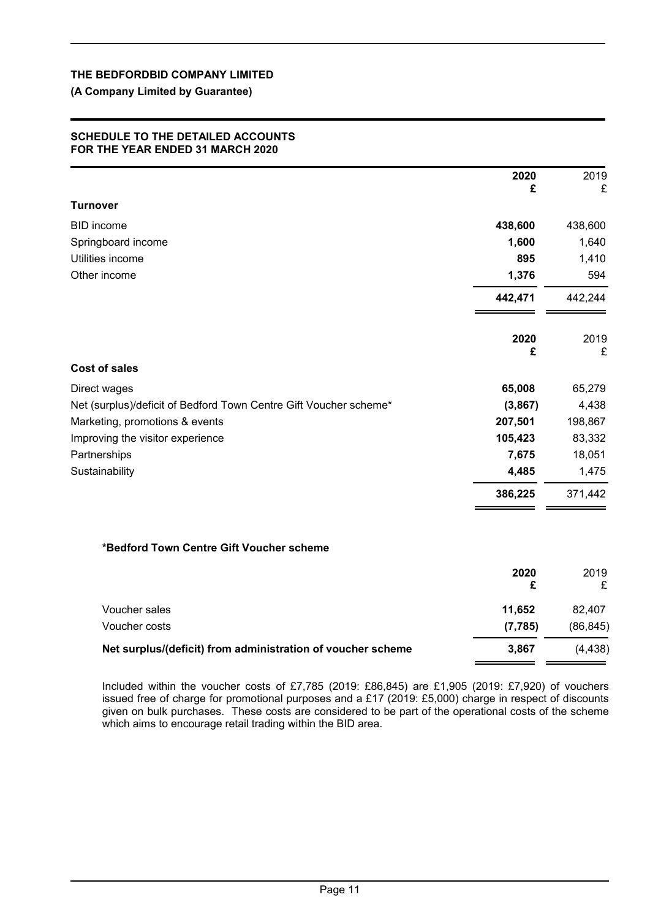# THE BEDFORDBID COMPANY LIMITED

**(A Company Limited by Guarantee)**

## SCHEDULE TO THE DETAILED ACCOUNTS
## FOR THE YEAR ENDED 31 MARCH 2020

| | 2020<br>£ | 2019<br>£ |
|---|---|---|
| **Turnover** | | |
| BID income | **438,600** | 438,600 |
| Springboard income | **1,600** | 1,640 |
| Utilities income | **895** | 1,410 |
| Other income | **1,376** | 594 |
| | **442,471** | 442,244 |

| | 2020<br>£ | 2019<br>£ |
|---|---|---|
| **Cost of sales** | | |
| Direct wages | **65,008** | 65,279 |
| Net (surplus)/deficit of Bedford Town Centre Gift Voucher scheme* | **(3,867)** | 4,438 |
| Marketing, promotions & events | **207,501** | 198,867 |
| Improving the visitor experience | **105,423** | 83,332 |
| Partnerships | **7,675** | 18,051 |
| Sustainability | **4,485** | 1,475 |
| | **386,225** | 371,442 |

### *Bedford Town Centre Gift Voucher scheme

| | 2020<br>£ | 2019<br>£ |
|---|---|---|
| Voucher sales | **11,652** | 82,407 |
| Voucher costs | **(7,785)** | (86,845) |
| **Net surplus/(deficit) from administration of voucher scheme** | **3,867** | (4,438) |

Included within the voucher costs of £7,785 (2019: £86,845) are £1,905 (2019: £7,920) of vouchers issued free of charge for promotional purposes and a £17 (2019: £5,000) charge in respect of discounts given on bulk purchases. These costs are considered to be part of the operational costs of the scheme which aims to encourage retail trading within the BID area.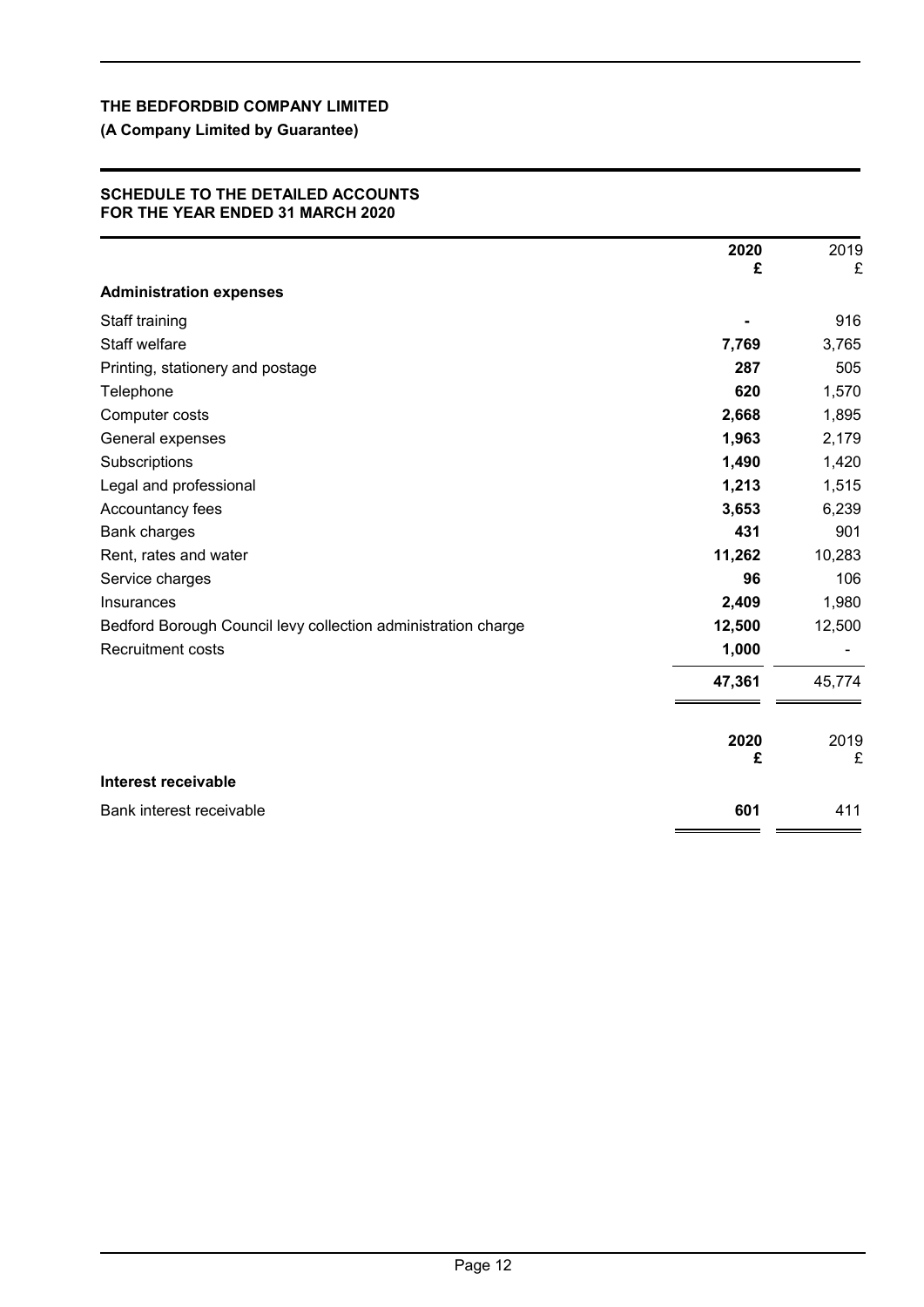**THE BEDFORDBID COMPANY LIMITED**

**(A Company Limited by Guarantee)**

**SCHEDULE TO THE DETAILED ACCOUNTS**
**FOR THE YEAR ENDED 31 MARCH 2020**

| | **2020** **£** | 2019 £ |
|---|---|---|
| **Administration expenses** | | |
| Staff training | **-** | 916 |
| Staff welfare | **7,769** | 3,765 |
| Printing, stationery and postage | **287** | 505 |
| Telephone | **620** | 1,570 |
| Computer costs | **2,668** | 1,895 |
| General expenses | **1,963** | 2,179 |
| Subscriptions | **1,490** | 1,420 |
| Legal and professional | **1,213** | 1,515 |
| Accountancy fees | **3,653** | 6,239 |
| Bank charges | **431** | 901 |
| Rent, rates and water | **11,262** | 10,283 |
| Service charges | **96** | 106 |
| Insurances | **2,409** | 1,980 |
| Bedford Borough Council levy collection administration charge | **12,500** | 12,500 |
| Recruitment costs | **1,000** | - |
| | **47,361** | 45,774 |

| | **2020** **£** | 2019 £ |
|---|---|---|
| **Interest receivable** | | |
| Bank interest receivable | **601** | 411 |